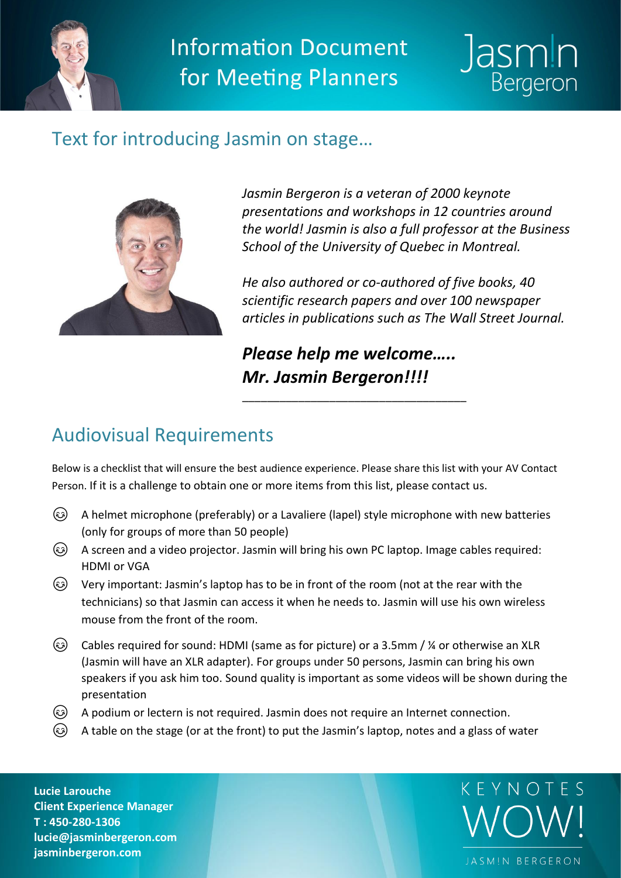# Information Document for Meeting Planners

Jasm!n Bergeron

## Text for introducing Jasmin on stage…

*Jasmin Bergeron is a veteran of 2000 keynote presentations and workshops in 12 countries around the world! Jasmin is also a full professor at the Business School of the University of Quebec in Montreal.*

*He also authored or co-authored of five books, 40 scientific research papers and over 100 newspaper articles in publications such as The Wall Street Journal.*

***Please help me welcome….. Mr. Jasmin Bergeron!!!!***

---

## Audiovisual Requirements

Below is a checklist that will ensure the best audience experience. Please share this list with your AV Contact Person. If it is a challenge to obtain one or more items from this list, please contact us.

- 😊 A helmet microphone (preferably) or a Lavaliere (lapel) style microphone with new batteries (only for groups of more than 50 people)
- 😊 A screen and a video projector. Jasmin will bring his own PC laptop. Image cables required: HDMI or VGA
- 😊 Very important: Jasmin's laptop has to be in front of the room (not at the rear with the technicians) so that Jasmin can access it when he needs to. Jasmin will use his own wireless mouse from the front of the room.
- 😊 Cables required for sound: HDMI (same as for picture) or a 3.5mm / ¼ or otherwise an XLR (Jasmin will have an XLR adapter). For groups under 50 persons, Jasmin can bring his own speakers if you ask him too. Sound quality is important as some videos will be shown during the presentation
- 😊 A podium or lectern is not required. Jasmin does not require an Internet connection.
- 😊 A table on the stage (or at the front) to put the Jasmin's laptop, notes and a glass of water

**Lucie Larouche**
**Client Experience Manager**
**T : 450-280-1306**
**lucie@jasminbergeron.com**
**jasminbergeron.com**

KEYNOTES WOW! JASM!N BERGERON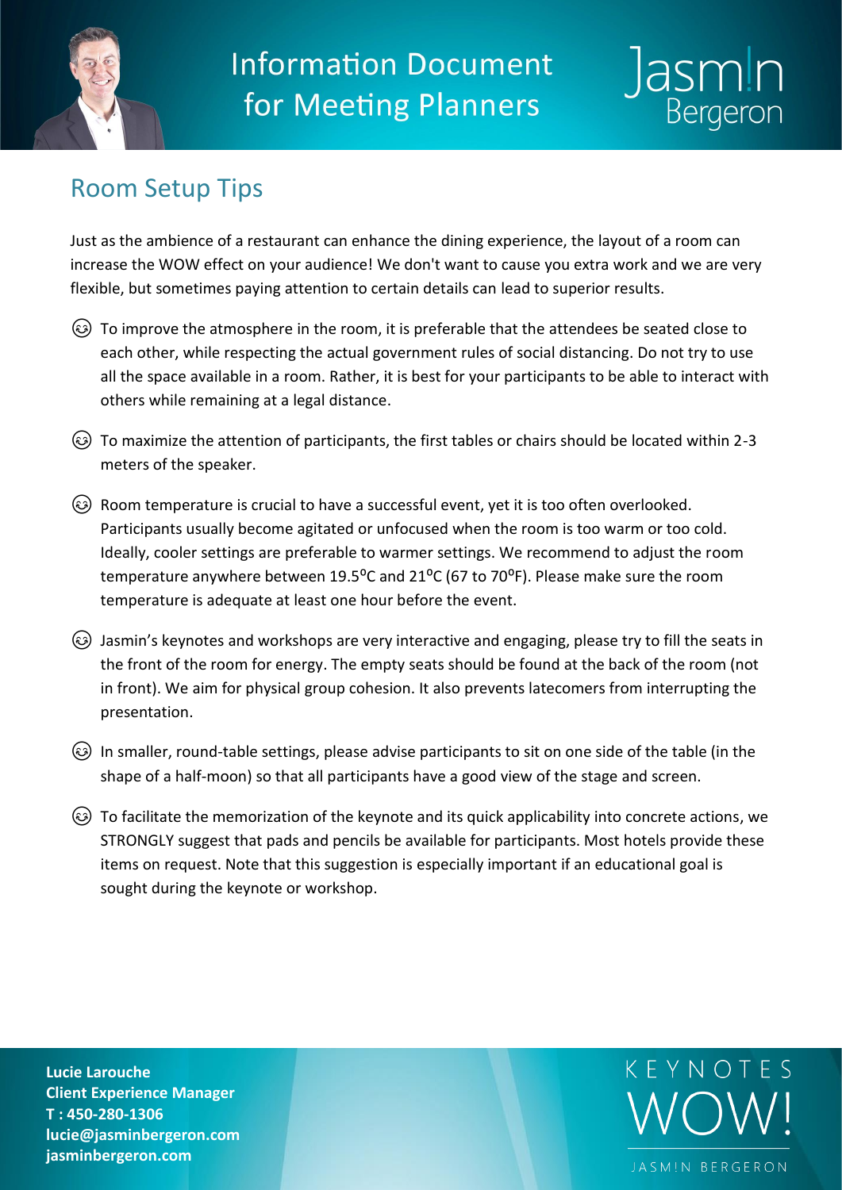## Room Setup Tips

Just as the ambience of a restaurant can enhance the dining experience, the layout of a room can increase the WOW effect on your audience! We don't want to cause you extra work and we are very flexible, but sometimes paying attention to certain details can lead to superior results.

- To improve the atmosphere in the room, it is preferable that the attendees be seated close to each other, while respecting the actual government rules of social distancing. Do not try to use all the space available in a room. Rather, it is best for your participants to be able to interact with others while remaining at a legal distance.
- To maximize the attention of participants, the first tables or chairs should be located within 2-3 meters of the speaker.
- Room temperature is crucial to have a successful event, yet it is too often overlooked. Participants usually become agitated or unfocused when the room is too warm or too cold. Ideally, cooler settings are preferable to warmer settings. We recommend to adjust the room temperature anywhere between 19.5⁰C and 21⁰C (67 to 70⁰F). Please make sure the room temperature is adequate at least one hour before the event.
- Jasmin's keynotes and workshops are very interactive and engaging, please try to fill the seats in the front of the room for energy. The empty seats should be found at the back of the room (not in front). We aim for physical group cohesion. It also prevents latecomers from interrupting the presentation.
- In smaller, round-table settings, please advise participants to sit on one side of the table (in the shape of a half-moon) so that all participants have a good view of the stage and screen.
- To facilitate the memorization of the keynote and its quick applicability into concrete actions, we STRONGLY suggest that pads and pencils be available for participants. Most hotels provide these items on request. Note that this suggestion is especially important if an educational goal is sought during the keynote or workshop.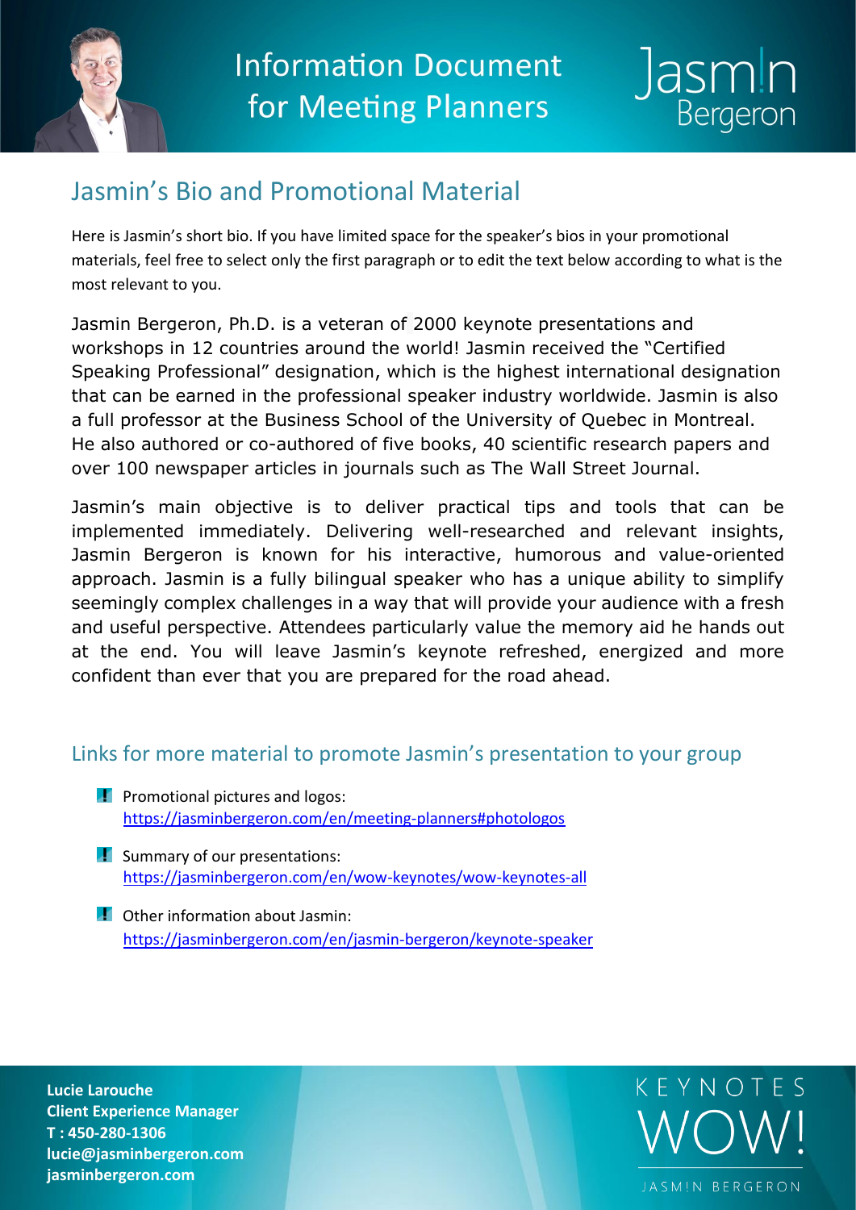# Information Document for Meeting Planners

## Jasmin's Bio and Promotional Material

Here is Jasmin's short bio. If you have limited space for the speaker's bios in your promotional materials, feel free to select only the first paragraph or to edit the text below according to what is the most relevant to you.

Jasmin Bergeron, Ph.D. is a veteran of 2000 keynote presentations and workshops in 12 countries around the world! Jasmin received the "Certified Speaking Professional" designation, which is the highest international designation that can be earned in the professional speaker industry worldwide. Jasmin is also a full professor at the Business School of the University of Quebec in Montreal. He also authored or co-authored of five books, 40 scientific research papers and over 100 newspaper articles in journals such as The Wall Street Journal.

Jasmin's main objective is to deliver practical tips and tools that can be implemented immediately. Delivering well-researched and relevant insights, Jasmin Bergeron is known for his interactive, humorous and value-oriented approach. Jasmin is a fully bilingual speaker who has a unique ability to simplify seemingly complex challenges in a way that will provide your audience with a fresh and useful perspective. Attendees particularly value the memory aid he hands out at the end. You will leave Jasmin's keynote refreshed, energized and more confident than ever that you are prepared for the road ahead.

## Links for more material to promote Jasmin's presentation to your group

- Promotional pictures and logos: https://jasminbergeron.com/en/meeting-planners#photologos
- Summary of our presentations: https://jasminbergeron.com/en/wow-keynotes/wow-keynotes-all
- Other information about Jasmin: https://jasminbergeron.com/en/jasmin-bergeron/keynote-speaker

**Lucie Larouche**
**Client Experience Manager**
**T : 450-280-1306**
**lucie@jasminbergeron.com**
**jasminbergeron.com**

KEYNOTES WOW! JASM!N BERGERON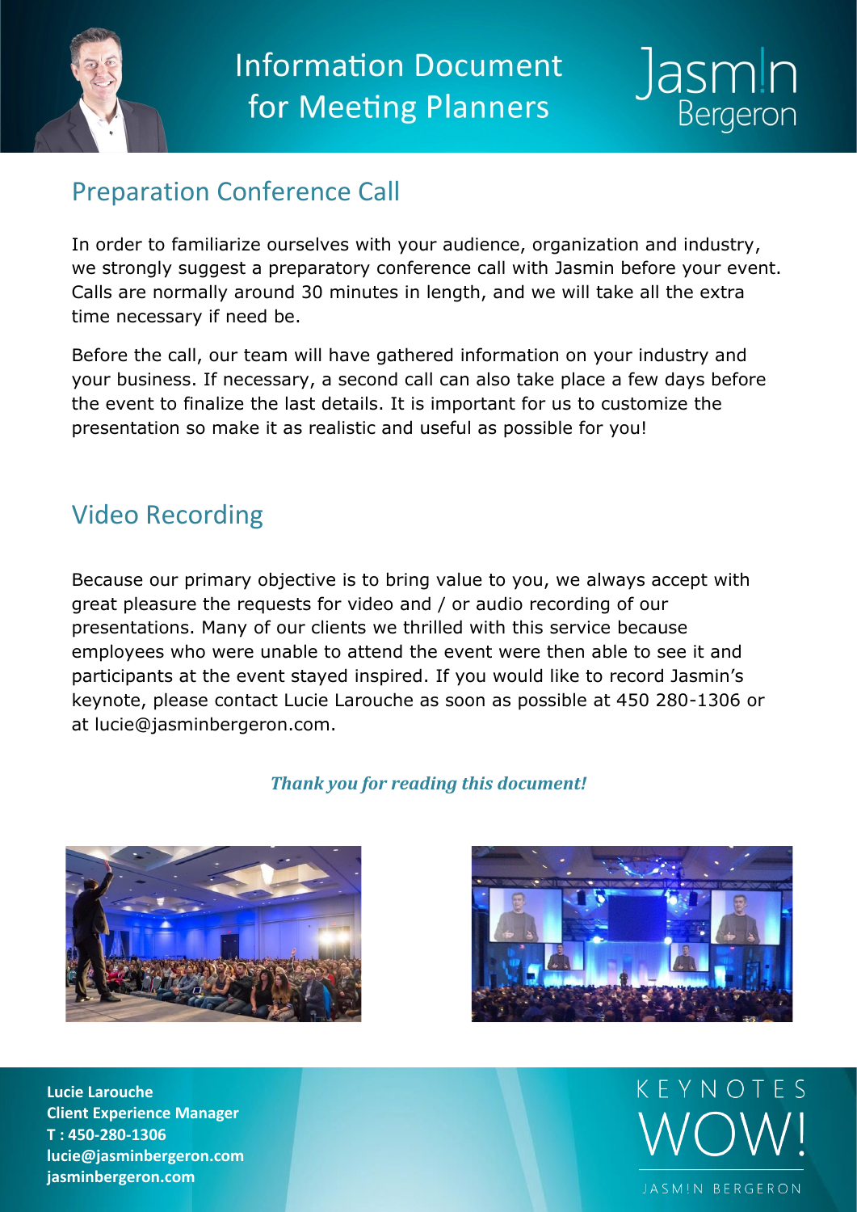# Information Document for Meeting Planners

## Preparation Conference Call

In order to familiarize ourselves with your audience, organization and industry, we strongly suggest a preparatory conference call with Jasmin before your event. Calls are normally around 30 minutes in length, and we will take all the extra time necessary if need be.

Before the call, our team will have gathered information on your industry and your business. If necessary, a second call can also take place a few days before the event to finalize the last details. It is important for us to customize the presentation so make it as realistic and useful as possible for you!

## Video Recording

Because our primary objective is to bring value to you, we always accept with great pleasure the requests for video and / or audio recording of our presentations. Many of our clients we thrilled with this service because employees who were unable to attend the event were then able to see it and participants at the event stayed inspired. If you would like to record Jasmin's keynote, please contact Lucie Larouche as soon as possible at 450 280-1306 or at lucie@jasminbergeron.com.

***Thank you for reading this document!***

**Lucie Larouche**
**Client Experience Manager**
**T : 450-280-1306**
**lucie@jasminbergeron.com**
**jasminbergeron.com**

KEYNOTES WOW! JASM!N BERGERON